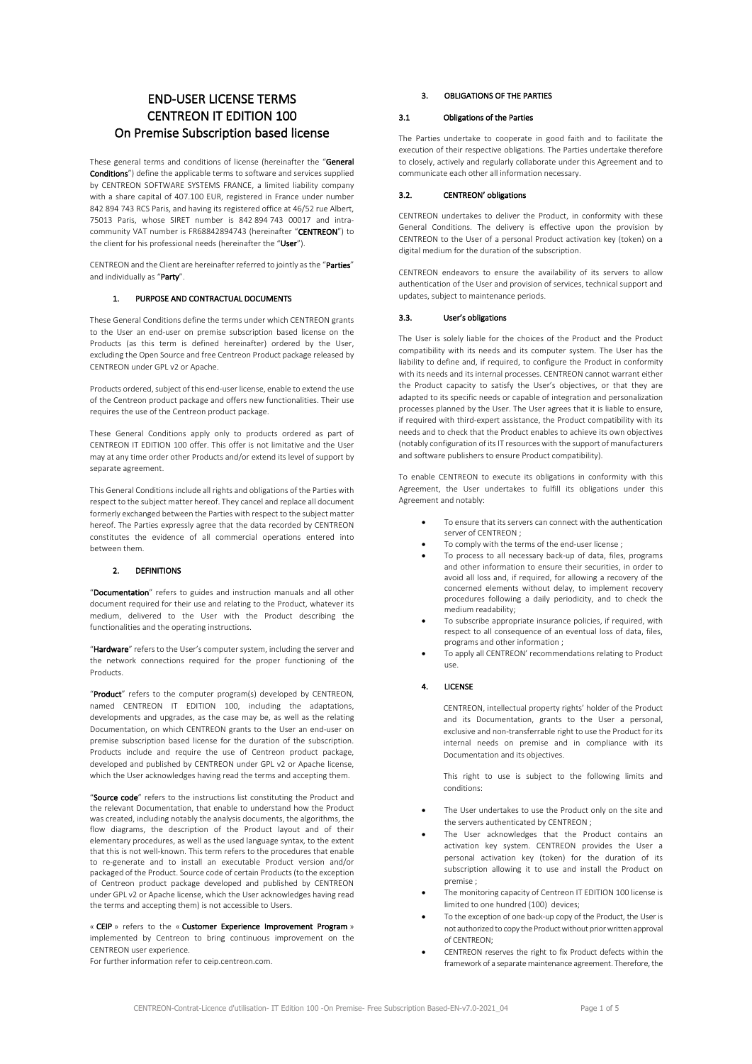# END-USER LICENSE TERMS
# CENTREON IT EDITION 100
# On Premise Subscription based license

These general terms and conditions of license (hereinafter the "**General Conditions**") define the applicable terms to software and services supplied by CENTREON SOFTWARE SYSTEMS FRANCE, a limited liability company with a share capital of 407.100 EUR, registered in France under number 842 894 743 RCS Paris, and having its registered office at 46/52 rue Albert, 75013 Paris, whose SIRET number is 842 894 743 00017 and intra-community VAT number is FR68842894743 (hereinafter "**CENTREON**") to the client for his professional needs (hereinafter the "**User**").

CENTREON and the Client are hereinafter referred to jointly as the "**Parties**" and individually as "**Party**".

## 1. PURPOSE AND CONTRACTUAL DOCUMENTS

These General Conditions define the terms under which CENTREON grants to the User an end-user on premise subscription based license on the Products (as this term is defined hereinafter) ordered by the User, excluding the Open Source and free Centreon Product package released by CENTREON under GPL v2 or Apache.

Products ordered, subject of this end-user license, enable to extend the use of the Centreon product package and offers new functionalities. Their use requires the use of the Centreon product package.

These General Conditions apply only to products ordered as part of CENTREON IT EDITION 100 offer. This offer is not limitative and the User may at any time order other Products and/or extend its level of support by separate agreement.

This General Conditions include all rights and obligations of the Parties with respect to the subject matter hereof. They cancel and replace all document formerly exchanged between the Parties with respect to the subject matter hereof. The Parties expressly agree that the data recorded by CENTREON constitutes the evidence of all commercial operations entered into between them.

## 2. DEFINITIONS

"**Documentation**" refers to guides and instruction manuals and all other document required for their use and relating to the Product, whatever its medium, delivered to the User with the Product describing the functionalities and the operating instructions.

"**Hardware**" refers to the User's computer system, including the server and the network connections required for the proper functioning of the Products.

"**Product**" refers to the computer program(s) developed by CENTREON, named CENTREON IT EDITION 100, including the adaptations, developments and upgrades, as the case may be, as well as the relating Documentation, on which CENTREON grants to the User an end-user on premise subscription based license for the duration of the subscription. Products include and require the use of Centreon product package, developed and published by CENTREON under GPL v2 or Apache license, which the User acknowledges having read the terms and accepting them.

"**Source code**" refers to the instructions list constituting the Product and the relevant Documentation, that enable to understand how the Product was created, including notably the analysis documents, the algorithms, the flow diagrams, the description of the Product layout and of their elementary procedures, as well as the used language syntax, to the extent that this is not well-known. This term refers to the procedures that enable to re-generate and to install an executable Product version and/or packaged of the Product. Source code of certain Products (to the exception of Centreon product package developed and published by CENTREON under GPL v2 or Apache license, which the User acknowledges having read the terms and accepting them) is not accessible to Users.

« **CEIP** » refers to the « **Customer Experience Improvement Program** » implemented by Centreon to bring continuous improvement on the CENTREON user experience.
For further information refer to ceip.centreon.com.

## 3. OBLIGATIONS OF THE PARTIES

### 3.1 Obligations of the Parties

The Parties undertake to cooperate in good faith and to facilitate the execution of their respective obligations. The Parties undertake therefore to closely, actively and regularly collaborate under this Agreement and to communicate each other all information necessary.

### 3.2. CENTREON' obligations

CENTREON undertakes to deliver the Product, in conformity with these General Conditions. The delivery is effective upon the provision by CENTREON to the User of a personal Product activation key (token) on a digital medium for the duration of the subscription.

CENTREON endeavors to ensure the availability of its servers to allow authentication of the User and provision of services, technical support and updates, subject to maintenance periods.

### 3.3. User's obligations

The User is solely liable for the choices of the Product and the Product compatibility with its needs and its computer system. The User has the liability to define and, if required, to configure the Product in conformity with its needs and its internal processes. CENTREON cannot warrant either the Product capacity to satisfy the User's objectives, or that they are adapted to its specific needs or capable of integration and personalization processes planned by the User. The User agrees that it is liable to ensure, if required with third-expert assistance, the Product compatibility with its needs and to check that the Product enables to achieve its own objectives (notably configuration of its IT resources with the support of manufacturers and software publishers to ensure Product compatibility).

To enable CENTREON to execute its obligations in conformity with this Agreement, the User undertakes to fulfill its obligations under this Agreement and notably:

- To ensure that its servers can connect with the authentication server of CENTREON ;
- To comply with the terms of the end-user license ;
- To process to all necessary back-up of data, files, programs and other information to ensure their securities, in order to avoid all loss and, if required, for allowing a recovery of the concerned elements without delay, to implement recovery procedures following a daily periodicity, and to check the medium readability;
- To subscribe appropriate insurance policies, if required, with respect to all consequence of an eventual loss of data, files, programs and other information ;
- To apply all CENTREON' recommendations relating to Product use.

## 4. LICENSE

CENTREON, intellectual property rights' holder of the Product and its Documentation, grants to the User a personal, exclusive and non-transferrable right to use the Product for its internal needs on premise and in compliance with its Documentation and its objectives.

This right to use is subject to the following limits and conditions:

- The User undertakes to use the Product only on the site and the servers authenticated by CENTREON ;
- The User acknowledges that the Product contains an activation key system. CENTREON provides the User a personal activation key (token) for the duration of its subscription allowing it to use and install the Product on premise ;
- The monitoring capacity of Centreon IT EDITION 100 license is limited to one hundred (100) devices;
- To the exception of one back-up copy of the Product, the User is not authorized to copy the Product without prior written approval of CENTREON;
- CENTREON reserves the right to fix Product defects within the framework of a separate maintenance agreement. Therefore, the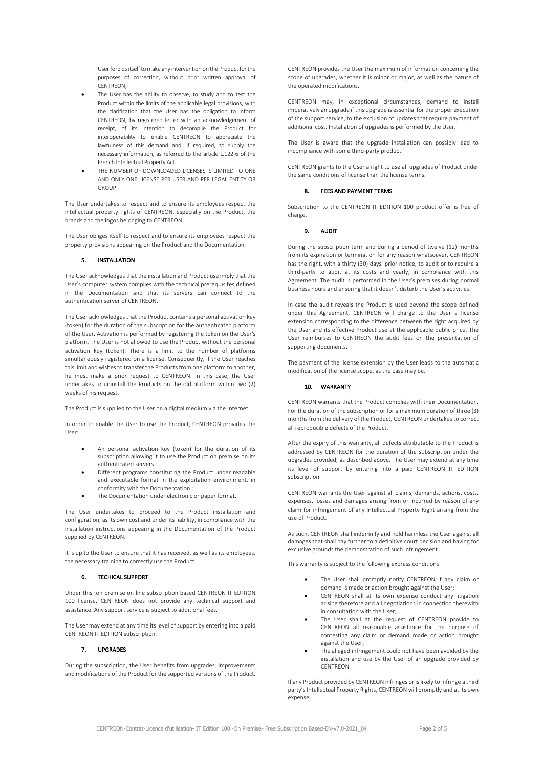User forbids itself to make any intervention on the Product for the purposes of correction, without prior written approval of CENTREON;

- The User has the ability to observe, to study and to test the Product within the limits of the applicable legal provisions, with the clarification that the User has the obligation to inform CENTREON, by registered letter with an acknowledgement of receipt, of its intention to decompile the Product for interoperability to enable CENTREON to appreciate the lawfulness of this demand and, if required, to supply the necessary information, as referred to the article L.122-6 of the French Intellectual Property Act.
- THE NUMBER OF DOWNLOADED LICENSES IS LIMITED TO ONE AND ONLY ONE LICENSE PER USER AND PER LEGAL ENTITY OR GROUP

The User undertakes to respect and to ensure its employees respect the intellectual property rights of CENTREON, especially on the Product, the brands and the logos belonging to CENTREON.

The User obliges itself to respect and to ensure its employees respect the property provisions appearing on the Product and the Documentation.

## 5. INSTALLATION

The User acknowledges that the installation and Product use imply that the User's computer system complies with the technical prerequisites defined in the Documentation and that its servers can connect to the authentication server of CENTREON.

The User acknowledges that the Product contains a personal activation key (token) for the duration of the subscription for the authenticated platform of the User. Activation is performed by registering the token on the User's platform. The User is not allowed to use the Product without the personal activation key (token). There is a limit to the number of platforms simultaneously registered on a license. Consequently, if the User reaches this limit and wishes to transfer the Products from one platform to another, he must make a prior request to CENTREON. In this case, the User undertakes to uninstall the Products on the old platform within two (2) weeks of his request.

The Product is supplied to the User on a digital medium via the Internet.

In order to enable the User to use the Product, CENTREON provides the User:

- An personal activation key (token) for the duration of its subscription allowing it to use the Product on premise on its authenticated servers ;
- Different programs constituting the Product under readable and executable format in the exploitation environment, in conformity with the Documentation ;
- The Documentation under electronic or paper format.

The User undertakes to proceed to the Product installation and configuration, as its own cost and under its liability, in compliance with the installation instructions appearing in the Documentation of the Product supplied by CENTREON.

It is up to the User to ensure that it has received, as well as its employees, the necessary training to correctly use the Product.

## 6. TECHICAL SUPPORT

Under this on premise on line subscription based CENTREON IT EDITION 100 license, CENTREON does not provide any technical support and assistance. Any support service is subject to additional fees.

The User may extend at any time its level of support by entering into a paid CENTREON IT EDITION subscription.

## 7. UPGRADES

During the subscription, the User benefits from upgrades, improvements and modifications of the Product for the supported versions of the Product.

CENTREON provides the User the maximum of information concerning the scope of upgrades, whether it is minor or major, as well as the nature of the operated modifications.

CENTREON may, in exceptional circumstances, demand to install imperatively an upgrade if this upgrade is essential for the proper execution of the support service, to the exclusion of updates that require payment of additional cost. Installation of upgrades is performed by the User.

The User is aware that the upgrade installation can possibly lead to incompliance with some third-party product.

CENTREON grants to the User a right to use all upgrades of Product under the same conditions of license than the license terms.

## 8. FEES AND PAYMENT TERMS

Subscription to the CENTREON IT EDITION 100 product offer is free of charge.

## 9. AUDIT

During the subscription term and during a period of twelve (12) months from its expiration or termination for any reason whatsoever, CENTREON has the right, with a thirty (30) days' prior notice, to audit or to require a third-party to audit at its costs and yearly, in compliance with this Agreement. The audit is performed in the User's premises during normal business hours and ensuring that it doesn't disturb the User's activities.

In case the audit reveals the Product is used beyond the scope defined under this Agreement, CENTREON will charge to the User a license extension corresponding to the difference between the right acquired by the User and its effective Product use at the applicable public price. The User reimburses to CENTREON the audit fees on the presentation of supporting documents.

The payment of the license extension by the User leads to the automatic modification of the license scope, as the case may be.

## 10. WARRANTY

CENTREON warrants that the Product complies with their Documentation. For the duration of the subscription or for a maximum duration of three (3) months from the delivery of the Product, CENTREON undertakes to correct all reproducible defects of the Product.

After the expiry of this warranty, all defects attributable to the Product is addressed by CENTREON for the duration of the subscription under the upgrades provided, as described above. The User may extend at any time its level of support by entering into a paid CENTREON IT EDITION subscription.

CENTREON warrants the User against all claims, demands, actions, costs, expenses, losses and damages arising from or incurred by reason of any claim for infringement of any Intellectual Property Right arising from the use of Product.

As such, CENTREON shall indemnify and hold harmless the User against all damages that shall pay further to a definitive court decision and having for exclusive grounds the demonstration of such infringement.

This warranty is subject to the following express conditions:

- The User shall promptly notify CENTREON if any claim or demand is made or action brought against the User;
- CENTREON shall at its own expense conduct any litigation arising therefore and all negotiations in connection therewith in consultation with the User;
- The User shall at the request of CENTREON provide to CENTREON all reasonable assistance for the purpose of contesting any claim or demand made or action brought against the User;
- The alleged infringement could not have been avoided by the installation and use by the User of an upgrade provided by CENTREON.

If any Product provided by CENTREON infringes or is likely to infringe a third party's Intellectual Property Rights, CENTREON will promptly and at its own expense: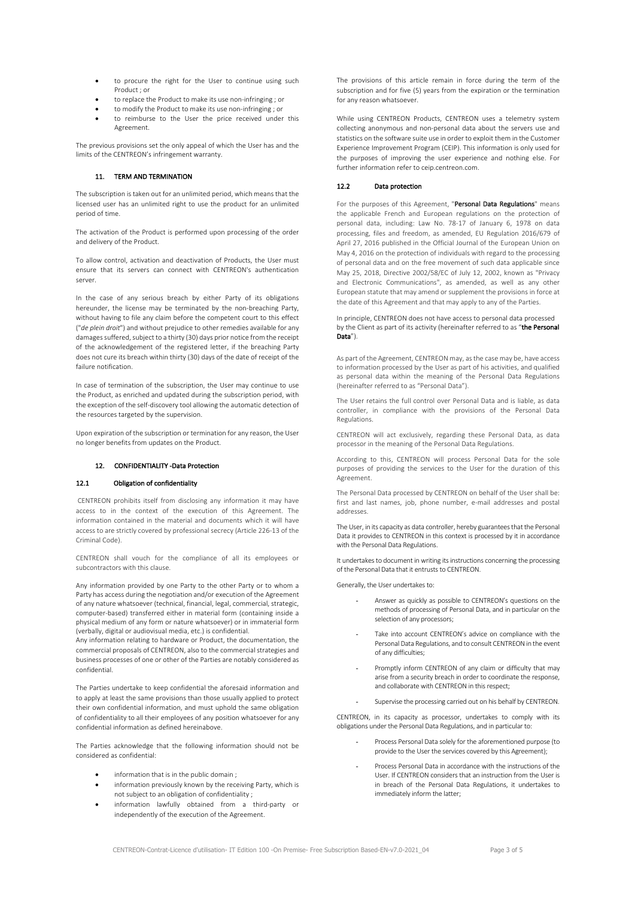- to procure the right for the User to continue using such Product ; or
- to replace the Product to make its use non-infringing ; or
- to modify the Product to make its use non-infringing ; or
- to reimburse to the User the price received under this Agreement.

The previous provisions set the only appeal of which the User has and the limits of the CENTREON's infringement warranty.

## 11. TERM AND TERMINATION

The subscription is taken out for an unlimited period, which means that the licensed user has an unlimited right to use the product for an unlimited period of time.

The activation of the Product is performed upon processing of the order and delivery of the Product.

To allow control, activation and deactivation of Products, the User must ensure that its servers can connect with CENTREON's authentication server.

In the case of any serious breach by either Party of its obligations hereunder, the license may be terminated by the non-breaching Party, without having to file any claim before the competent court to this effect ("*de plein droit*") and without prejudice to other remedies available for any damages suffered, subject to a thirty (30) days prior notice from the receipt of the acknowledgement of the registered letter, if the breaching Party does not cure its breach within thirty (30) days of the date of receipt of the failure notification.

In case of termination of the subscription, the User may continue to use the Product, as enriched and updated during the subscription period, with the exception of the self-discovery tool allowing the automatic detection of the resources targeted by the supervision.

Upon expiration of the subscription or termination for any reason, the User no longer benefits from updates on the Product.

## 12. CONFIDENTIALITY -Data Protection

### 12.1 Obligation of confidentiality

CENTREON prohibits itself from disclosing any information it may have access to in the context of the execution of this Agreement. The information contained in the material and documents which it will have access to are strictly covered by professional secrecy (Article 226-13 of the Criminal Code).

CENTREON shall vouch for the compliance of all its employees or subcontractors with this clause.

Any information provided by one Party to the other Party or to whom a Party has access during the negotiation and/or execution of the Agreement of any nature whatsoever (technical, financial, legal, commercial, strategic, computer-based) transferred either in material form (containing inside a physical medium of any form or nature whatsoever) or in immaterial form (verbally, digital or audiovisual media, etc.) is confidential.
Any information relating to hardware or Product, the documentation, the commercial proposals of CENTREON, also to the commercial strategies and business processes of one or other of the Parties are notably considered as confidential.

The Parties undertake to keep confidential the aforesaid information and to apply at least the same provisions than those usually applied to protect their own confidential information, and must uphold the same obligation of confidentiality to all their employees of any position whatsoever for any confidential information as defined hereinabove.

The Parties acknowledge that the following information should not be considered as confidential:

- information that is in the public domain ;
- information previously known by the receiving Party, which is not subject to an obligation of confidentiality ;
- information lawfully obtained from a third-party or independently of the execution of the Agreement.

The provisions of this article remain in force during the term of the subscription and for five (5) years from the expiration or the termination for any reason whatsoever.

While using CENTREON Products, CENTREON uses a telemetry system collecting anonymous and non-personal data about the servers use and statistics on the software suite use in order to exploit them in the Customer Experience Improvement Program (CEIP). This information is only used for the purposes of improving the user experience and nothing else. For further information refer to ceip.centreon.com.

### 12.2 Data protection

For the purposes of this Agreement, "**Personal Data Regulations**" means the applicable French and European regulations on the protection of personal data, including: Law No. 78-17 of January 6, 1978 on data processing, files and freedom, as amended, EU Regulation 2016/679 of April 27, 2016 published in the Official Journal of the European Union on May 4, 2016 on the protection of individuals with regard to the processing of personal data and on the free movement of such data applicable since May 25, 2018, Directive 2002/58/EC of July 12, 2002, known as "Privacy and Electronic Communications", as amended, as well as any other European statute that may amend or supplement the provisions in force at the date of this Agreement and that may apply to any of the Parties.

In principle, CENTREON does not have access to personal data processed by the Client as part of its activity (hereinafter referred to as "**the Personal Data**").

As part of the Agreement, CENTREON may, as the case may be, have access to information processed by the User as part of his activities, and qualified as personal data within the meaning of the Personal Data Regulations (hereinafter referred to as "Personal Data").

The User retains the full control over Personal Data and is liable, as data controller, in compliance with the provisions of the Personal Data Regulations.

CENTREON will act exclusively, regarding these Personal Data, as data processor in the meaning of the Personal Data Regulations.

According to this, CENTREON will process Personal Data for the sole purposes of providing the services to the User for the duration of this Agreement.

The Personal Data processed by CENTREON on behalf of the User shall be: first and last names, job, phone number, e-mail addresses and postal addresses.

The User, in its capacity as data controller, hereby guarantees that the Personal Data it provides to CENTREON in this context is processed by it in accordance with the Personal Data Regulations.

It undertakes to document in writing its instructions concerning the processing of the Personal Data that it entrusts to CENTREON.

Generally, the User undertakes to:

- Answer as quickly as possible to CENTREON's questions on the methods of processing of Personal Data, and in particular on the selection of any processors;
- Take into account CENTREON's advice on compliance with the Personal Data Regulations, and to consult CENTREON in the event of any difficulties;
- Promptly inform CENTREON of any claim or difficulty that may arise from a security breach in order to coordinate the response, and collaborate with CENTREON in this respect;
- Supervise the processing carried out on his behalf by CENTREON.

CENTREON, in its capacity as processor, undertakes to comply with its obligations under the Personal Data Regulations, and in particular to:

- Process Personal Data solely for the aforementioned purpose (to provide to the User the services covered by this Agreement);
- Process Personal Data in accordance with the instructions of the User. If CENTREON considers that an instruction from the User is in breach of the Personal Data Regulations, it undertakes to immediately inform the latter;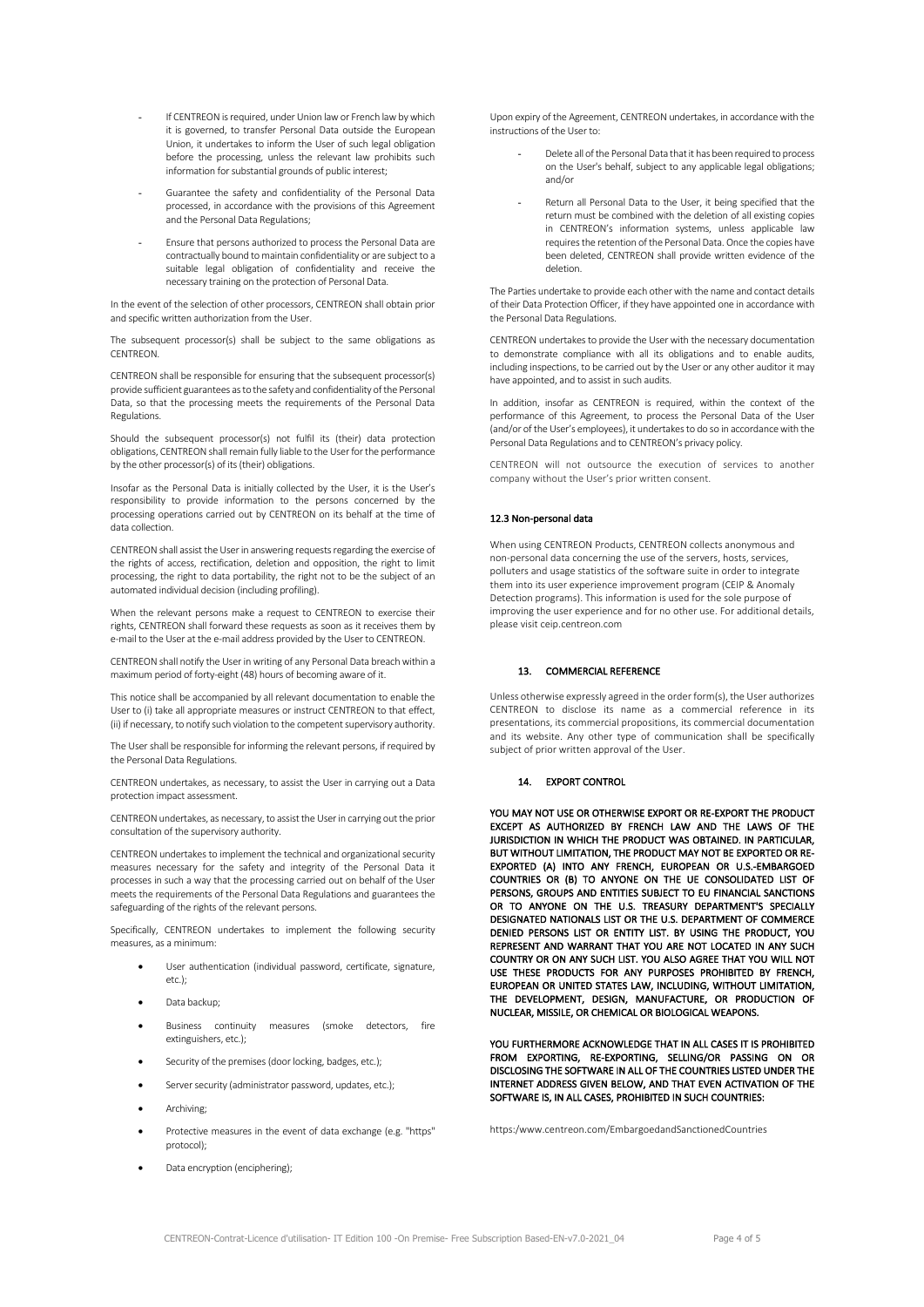- If CENTREON is required, under Union law or French law by which it is governed, to transfer Personal Data outside the European Union, it undertakes to inform the User of such legal obligation before the processing, unless the relevant law prohibits such information for substantial grounds of public interest;
- Guarantee the safety and confidentiality of the Personal Data processed, in accordance with the provisions of this Agreement and the Personal Data Regulations;
- Ensure that persons authorized to process the Personal Data are contractually bound to maintain confidentiality or are subject to a suitable legal obligation of confidentiality and receive the necessary training on the protection of Personal Data.

In the event of the selection of other processors, CENTREON shall obtain prior and specific written authorization from the User.

The subsequent processor(s) shall be subject to the same obligations as CENTREON.

CENTREON shall be responsible for ensuring that the subsequent processor(s) provide sufficient guarantees as to the safety and confidentiality of the Personal Data, so that the processing meets the requirements of the Personal Data Regulations.

Should the subsequent processor(s) not fulfil its (their) data protection obligations, CENTREON shall remain fully liable to the User for the performance by the other processor(s) of its (their) obligations.

Insofar as the Personal Data is initially collected by the User, it is the User's responsibility to provide information to the persons concerned by the processing operations carried out by CENTREON on its behalf at the time of data collection.

CENTREON shall assist the User in answering requests regarding the exercise of the rights of access, rectification, deletion and opposition, the right to limit processing, the right to data portability, the right not to be the subject of an automated individual decision (including profiling).

When the relevant persons make a request to CENTREON to exercise their rights, CENTREON shall forward these requests as soon as it receives them by e-mail to the User at the e-mail address provided by the User to CENTREON.

CENTREON shall notify the User in writing of any Personal Data breach within a maximum period of forty-eight (48) hours of becoming aware of it.

This notice shall be accompanied by all relevant documentation to enable the User to (i) take all appropriate measures or instruct CENTREON to that effect, (ii) if necessary, to notify such violation to the competent supervisory authority.

The User shall be responsible for informing the relevant persons, if required by the Personal Data Regulations.

CENTREON undertakes, as necessary, to assist the User in carrying out a Data protection impact assessment.

CENTREON undertakes, as necessary, to assist the User in carrying out the prior consultation of the supervisory authority.

CENTREON undertakes to implement the technical and organizational security measures necessary for the safety and integrity of the Personal Data it processes in such a way that the processing carried out on behalf of the User meets the requirements of the Personal Data Regulations and guarantees the safeguarding of the rights of the relevant persons.

Specifically, CENTREON undertakes to implement the following security measures, as a minimum:

- User authentication (individual password, certificate, signature, etc.);
- Data backup;
- Business continuity measures (smoke detectors, fire extinguishers, etc.);
- Security of the premises (door locking, badges, etc.);
- Server security (administrator password, updates, etc.);
- Archiving;
- Protective measures in the event of data exchange (e.g. "https" protocol);
- Data encryption (enciphering);

Upon expiry of the Agreement, CENTREON undertakes, in accordance with the instructions of the User to:

- Delete all of the Personal Data that it has been required to process on the User's behalf, subject to any applicable legal obligations; and/or
- Return all Personal Data to the User, it being specified that the return must be combined with the deletion of all existing copies in CENTREON's information systems, unless applicable law requires the retention of the Personal Data. Once the copies have been deleted, CENTREON shall provide written evidence of the deletion.

The Parties undertake to provide each other with the name and contact details of their Data Protection Officer, if they have appointed one in accordance with the Personal Data Regulations.

CENTREON undertakes to provide the User with the necessary documentation to demonstrate compliance with all its obligations and to enable audits, including inspections, to be carried out by the User or any other auditor it may have appointed, and to assist in such audits.

In addition, insofar as CENTREON is required, within the context of the performance of this Agreement, to process the Personal Data of the User (and/or of the User's employees), it undertakes to do so in accordance with the Personal Data Regulations and to CENTREON's privacy policy.

CENTREON will not outsource the execution of services to another company without the User's prior written consent.

### 12.3 Non-personal data

When using CENTREON Products, CENTREON collects anonymous and non-personal data concerning the use of the servers, hosts, services, pollers and usage statistics of the software suite in order to integrate them into its user experience improvement program (CEIP & Anomaly Detection programs). This information is used for the sole purpose of improving the user experience and for no other use. For additional details, please visit ceip.centreon.com

## 13. COMMERCIAL REFERENCE

Unless otherwise expressly agreed in the order form(s), the User authorizes CENTREON to disclose its name as a commercial reference in its presentations, its commercial propositions, its commercial documentation and its website. Any other type of communication shall be specifically subject of prior written approval of the User.

## 14. EXPORT CONTROL

**YOU MAY NOT USE OR OTHERWISE EXPORT OR RE-EXPORT THE PRODUCT EXCEPT AS AUTHORIZED BY FRENCH LAW AND THE LAWS OF THE JURISDICTION IN WHICH THE PRODUCT WAS OBTAINED. IN PARTICULAR, BUT WITHOUT LIMITATION, THE PRODUCT MAY NOT BE EXPORTED OR RE-EXPORTED (A) INTO ANY FRENCH, EUROPEAN OR U.S.-EMBARGOED COUNTRIES OR (B) TO ANYONE ON THE UE CONSOLIDATED LIST OF PERSONS, GROUPS AND ENTITIES SUBJECT TO EU FINANCIAL SANCTIONS OR TO ANYONE ON THE U.S. TREASURY DEPARTMENT'S SPECIALLY DESIGNATED NATIONALS LIST OR THE U.S. DEPARTMENT OF COMMERCE DENIED PERSONS LIST OR ENTITY LIST. BY USING THE PRODUCT, YOU REPRESENT AND WARRANT THAT YOU ARE NOT LOCATED IN ANY SUCH COUNTRY OR ON ANY SUCH LIST. YOU ALSO AGREE THAT YOU WILL NOT USE THESE PRODUCTS FOR ANY PURPOSES PROHIBITED BY FRENCH, EUROPEAN OR UNITED STATES LAW, INCLUDING, WITHOUT LIMITATION, THE DEVELOPMENT, DESIGN, MANUFACTURE, OR PRODUCTION OF NUCLEAR, MISSILE, OR CHEMICAL OR BIOLOGICAL WEAPONS.**

**YOU FURTHERMORE ACKNOWLEDGE THAT IN ALL CASES IT IS PROHIBITED FROM EXPORTING, RE-EXPORTING, SELLING/OR PASSING ON OR DISCLOSING THE SOFTWARE IN ALL OF THE COUNTRIES LISTED UNDER THE INTERNET ADDRESS GIVEN BELOW, AND THAT EVEN ACTIVATION OF THE SOFTWARE IS, IN ALL CASES, PROHIBITED IN SUCH COUNTRIES:**

https:/www.centreon.com/EmbargoedandSanctionedCountries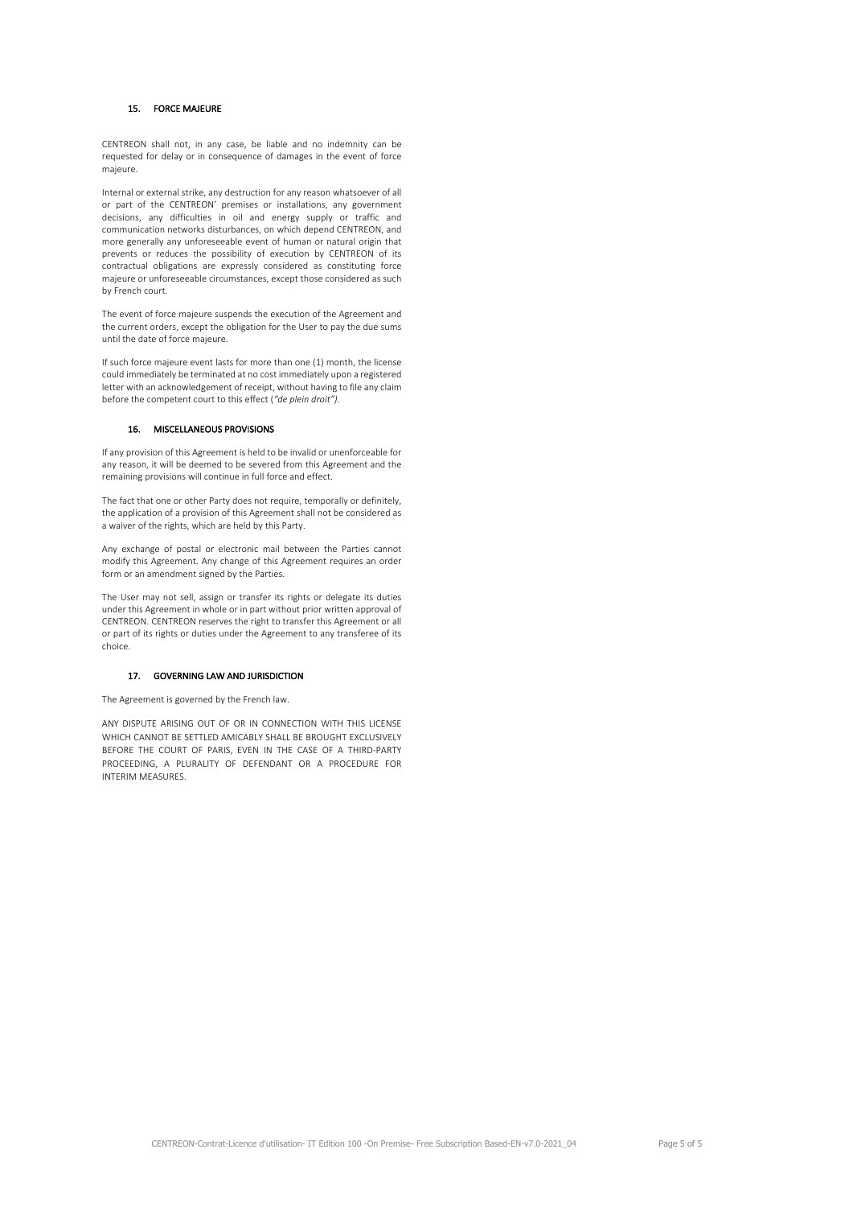## 15. FORCE MAJEURE

CENTREON shall not, in any case, be liable and no indemnity can be requested for delay or in consequence of damages in the event of force majeure.

Internal or external strike, any destruction for any reason whatsoever of all or part of the CENTREON' premises or installations, any government decisions, any difficulties in oil and energy supply or traffic and communication networks disturbances, on which depend CENTREON, and more generally any unforeseeable event of human or natural origin that prevents or reduces the possibility of execution by CENTREON of its contractual obligations are expressly considered as constituting force majeure or unforeseeable circumstances, except those considered as such by French court.

The event of force majeure suspends the execution of the Agreement and the current orders, except the obligation for the User to pay the due sums until the date of force majeure.

If such force majeure event lasts for more than one (1) month, the license could immediately be terminated at no cost immediately upon a registered letter with an acknowledgement of receipt, without having to file any claim before the competent court to this effect (*"de plein droit")*.

## 16. MISCELLANEOUS PROVISIONS

If any provision of this Agreement is held to be invalid or unenforceable for any reason, it will be deemed to be severed from this Agreement and the remaining provisions will continue in full force and effect.

The fact that one or other Party does not require, temporally or definitely, the application of a provision of this Agreement shall not be considered as a waiver of the rights, which are held by this Party.

Any exchange of postal or electronic mail between the Parties cannot modify this Agreement. Any change of this Agreement requires an order form or an amendment signed by the Parties.

The User may not sell, assign or transfer its rights or delegate its duties under this Agreement in whole or in part without prior written approval of CENTREON. CENTREON reserves the right to transfer this Agreement or all or part of its rights or duties under the Agreement to any transferee of its choice.

## 17. GOVERNING LAW AND JURISDICTION

The Agreement is governed by the French law.

ANY DISPUTE ARISING OUT OF OR IN CONNECTION WITH THIS LICENSE WHICH CANNOT BE SETTLED AMICABLY SHALL BE BROUGHT EXCLUSIVELY BEFORE THE COURT OF PARIS, EVEN IN THE CASE OF A THIRD-PARTY PROCEEDING, A PLURALITY OF DEFENDANT OR A PROCEDURE FOR INTERIM MEASURES.